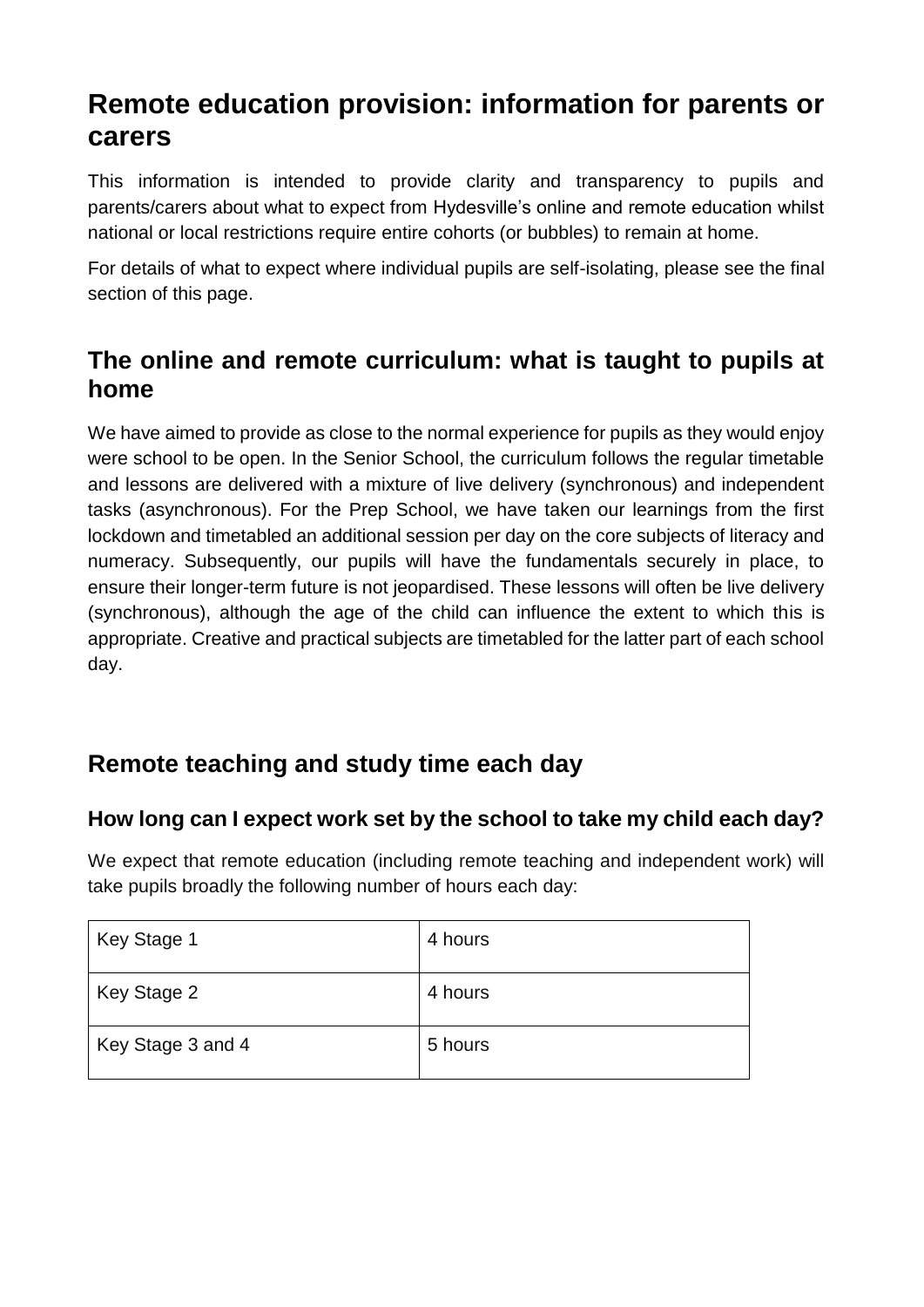# Remote education provision: information for parents or carers

This information is intended to provide clarity and transparency to pupils and parents/carers about what to expect from Hydesville's online and remote education whilst national or local restrictions require entire cohorts (or bubbles) to remain at home.

For details of what to expect where individual pupils are self-isolating, please see the final section of this page.

## The online and remote curriculum: what is taught to pupils at home

We have aimed to provide as close to the normal experience for pupils as they would enjoy were school to be open. In the Senior School, the curriculum follows the regular timetable and lessons are delivered with a mixture of live delivery (synchronous) and independent tasks (asynchronous). For the Prep School, we have taken our learnings from the first lockdown and timetabled an additional session per day on the core subjects of literacy and numeracy. Subsequently, our pupils will have the fundamentals securely in place, to ensure their longer-term future is not jeopardised. These lessons will often be live delivery (synchronous), although the age of the child can influence the extent to which this is appropriate. Creative and practical subjects are timetabled for the latter part of each school day.

## Remote teaching and study time each day

### How long can I expect work set by the school to take my child each day?

We expect that remote education (including remote teaching and independent work) will take pupils broadly the following number of hours each day:

| Key Stage 1 | 4 hours |
|---|---|
| Key Stage 2 | 4 hours |
| Key Stage 3 and 4 | 5 hours |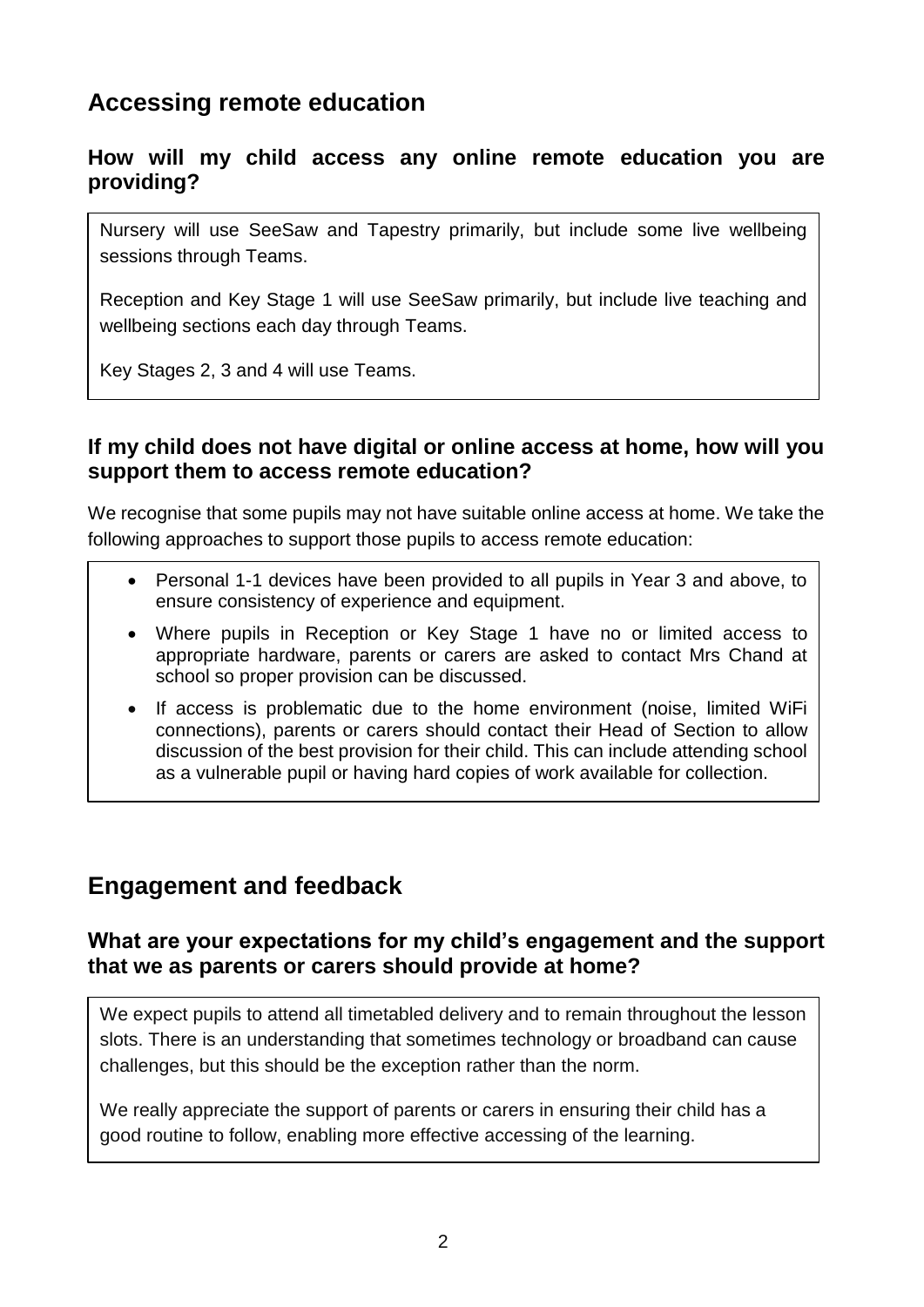## Accessing remote education

### How will my child access any online remote education you are providing?

Nursery will use SeeSaw and Tapestry primarily, but include some live wellbeing sessions through Teams.

Reception and Key Stage 1 will use SeeSaw primarily, but include live teaching and wellbeing sections each day through Teams.

Key Stages 2, 3 and 4 will use Teams.

### If my child does not have digital or online access at home, how will you support them to access remote education?

We recognise that some pupils may not have suitable online access at home. We take the following approaches to support those pupils to access remote education:

- Personal 1-1 devices have been provided to all pupils in Year 3 and above, to ensure consistency of experience and equipment.
- Where pupils in Reception or Key Stage 1 have no or limited access to appropriate hardware, parents or carers are asked to contact Mrs Chand at school so proper provision can be discussed.
- If access is problematic due to the home environment (noise, limited WiFi connections), parents or carers should contact their Head of Section to allow discussion of the best provision for their child. This can include attending school as a vulnerable pupil or having hard copies of work available for collection.

## Engagement and feedback

### What are your expectations for my child's engagement and the support that we as parents or carers should provide at home?

We expect pupils to attend all timetabled delivery and to remain throughout the lesson slots. There is an understanding that sometimes technology or broadband can cause challenges, but this should be the exception rather than the norm.

We really appreciate the support of parents or carers in ensuring their child has a good routine to follow, enabling more effective accessing of the learning.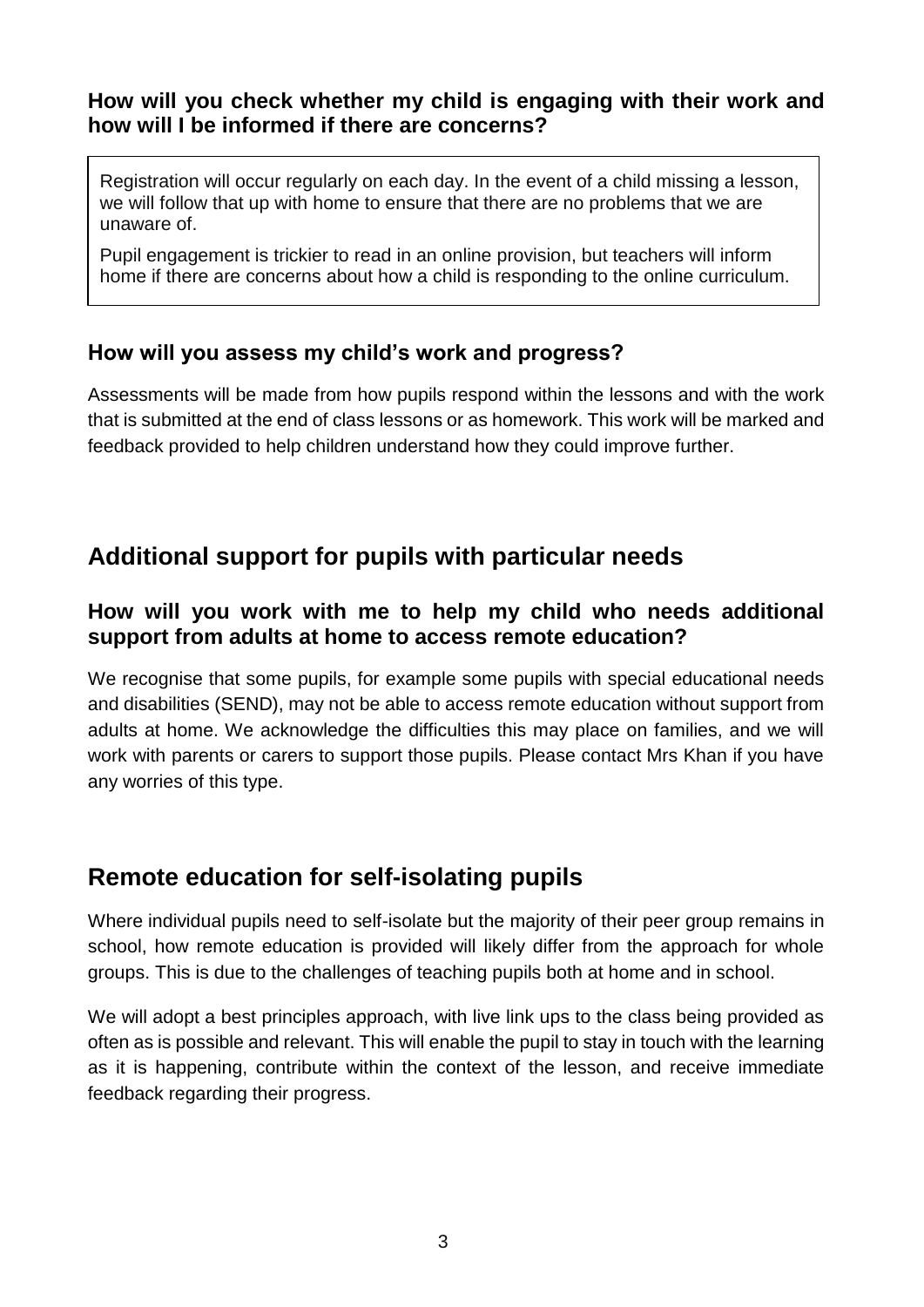### How will you check whether my child is engaging with their work and how will I be informed if there are concerns?

Registration will occur regularly on each day. In the event of a child missing a lesson, we will follow that up with home to ensure that there are no problems that we are unaware of.

Pupil engagement is trickier to read in an online provision, but teachers will inform home if there are concerns about how a child is responding to the online curriculum.

### How will you assess my child's work and progress?

Assessments will be made from how pupils respond within the lessons and with the work that is submitted at the end of class lessons or as homework. This work will be marked and feedback provided to help children understand how they could improve further.

## Additional support for pupils with particular needs

### How will you work with me to help my child who needs additional support from adults at home to access remote education?

We recognise that some pupils, for example some pupils with special educational needs and disabilities (SEND), may not be able to access remote education without support from adults at home. We acknowledge the difficulties this may place on families, and we will work with parents or carers to support those pupils. Please contact Mrs Khan if you have any worries of this type.

## Remote education for self-isolating pupils

Where individual pupils need to self-isolate but the majority of their peer group remains in school, how remote education is provided will likely differ from the approach for whole groups. This is due to the challenges of teaching pupils both at home and in school.

We will adopt a best principles approach, with live link ups to the class being provided as often as is possible and relevant. This will enable the pupil to stay in touch with the learning as it is happening, contribute within the context of the lesson, and receive immediate feedback regarding their progress.